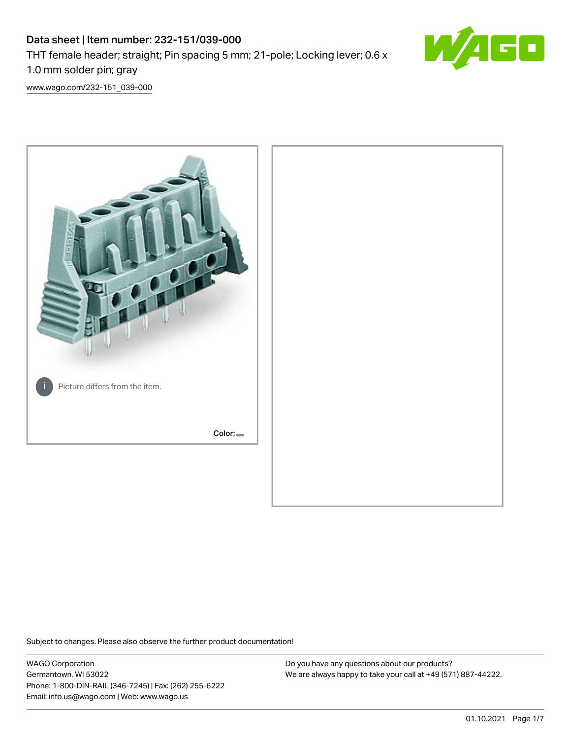# Data sheet | Item number: 232-151/039-000

THT female header; straight; Pin spacing 5 mm; 21-pole; Locking lever; 0.6 x 1.0 mm solder pin; gray

www.wago.com/232-151_039-000

Picture differs from the item.

Color:

Subject to changes. Please also observe the further product documentation!

WAGO Corporation
Germantown, WI 53022
Phone: 1-800-DIN-RAIL (346-7245) | Fax: (262) 255-6222
Email: info.us@wago.com | Web: www.wago.us

Do you have any questions about our products?
We are always happy to take your call at +49 (571) 887-44222.

01.10.2021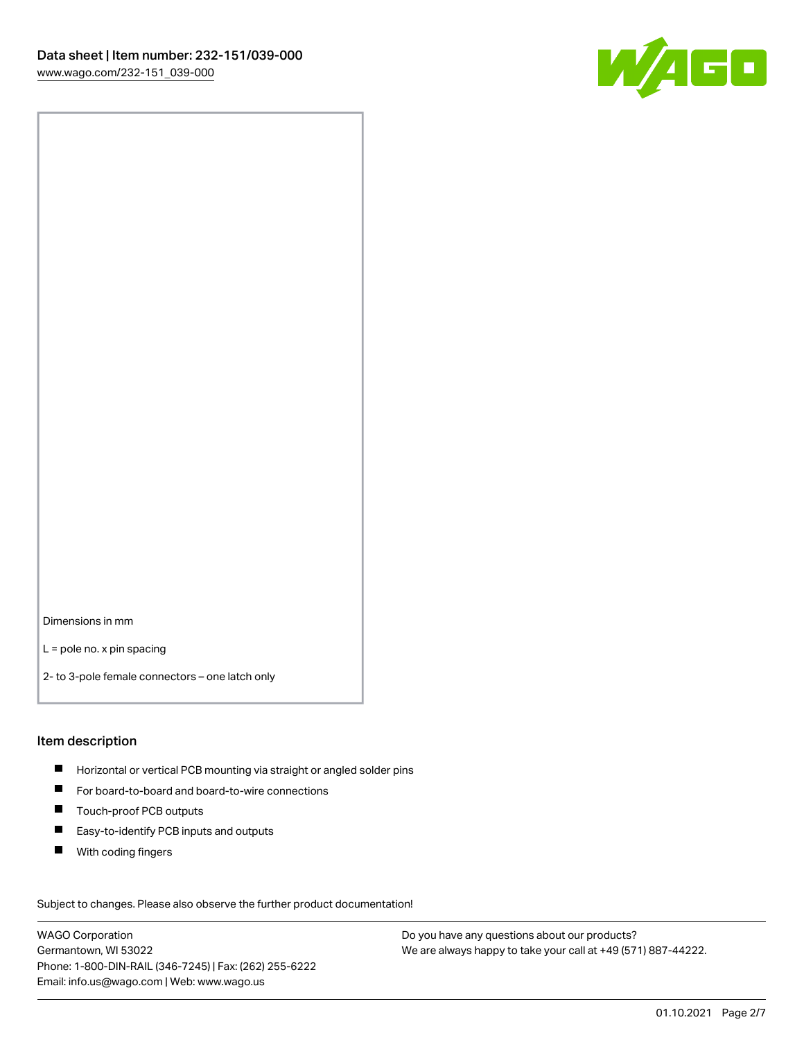Dimensions in mm

L = pole no. x pin spacing

2- to 3-pole female connectors – one latch only

## Item description

- Horizontal or vertical PCB mounting via straight or angled solder pins
- For board-to-board and board-to-wire connections
- Touch-proof PCB outputs
- Easy-to-identify PCB inputs and outputs
- With coding fingers

Subject to changes. Please also observe the further product documentation!

WAGO Corporation
Germantown, WI 53022
Phone: 1-800-DIN-RAIL (346-7245) | Fax: (262) 255-6222
Email: info.us@wago.com | Web: www.wago.us

Do you have any questions about our products?
We are always happy to take your call at +49 (571) 887-44222.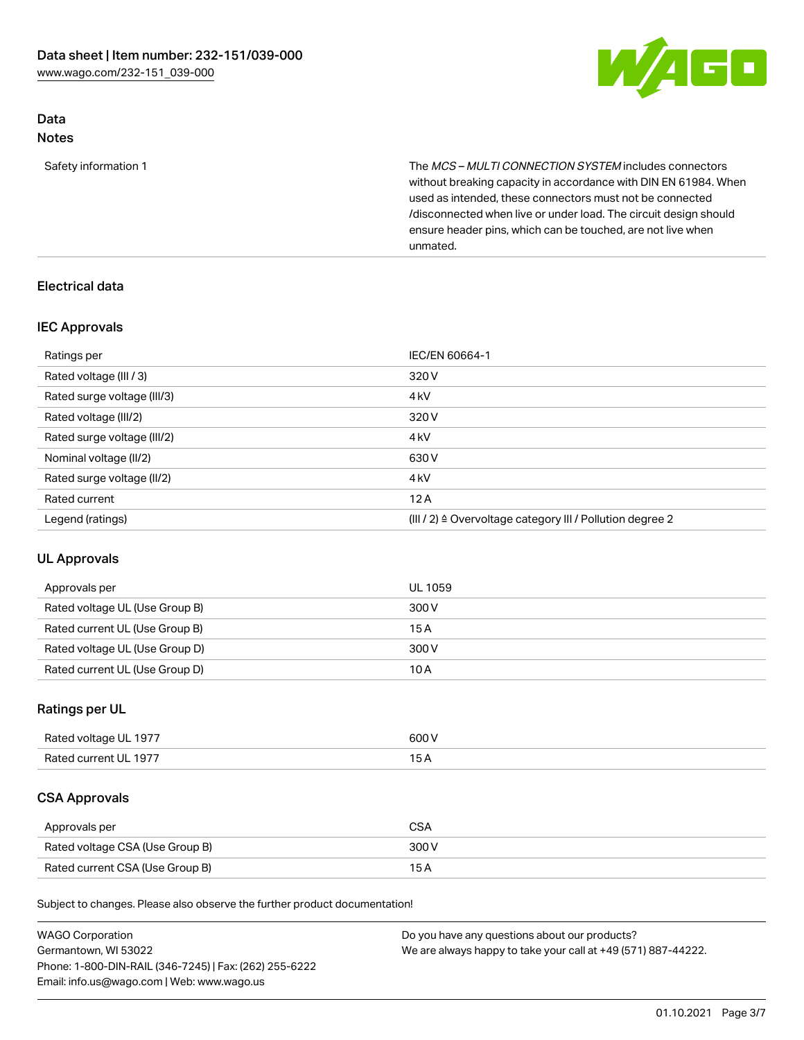## Data

### Notes

| | |
|---|---|
| Safety information 1 | The *MCS – MULTI CONNECTION SYSTEM* includes connectors without breaking capacity in accordance with DIN EN 61984. When used as intended, these connectors must not be connected /disconnected when live or under load. The circuit design should ensure header pins, which can be touched, are not live when unmated. |

## Electrical data

### IEC Approvals

| | |
|---|---|
| Ratings per | IEC/EN 60664-1 |
| Rated voltage (III / 3) | 320 V |
| Rated surge voltage (III/3) | 4 kV |
| Rated voltage (III/2) | 320 V |
| Rated surge voltage (III/2) | 4 kV |
| Nominal voltage (II/2) | 630 V |
| Rated surge voltage (II/2) | 4 kV |
| Rated current | 12 A |
| Legend (ratings) | (III / 2) ≙ Overvoltage category III / Pollution degree 2 |

### UL Approvals

| | |
|---|---|
| Approvals per | UL 1059 |
| Rated voltage UL (Use Group B) | 300 V |
| Rated current UL (Use Group B) | 15 A |
| Rated voltage UL (Use Group D) | 300 V |
| Rated current UL (Use Group D) | 10 A |

### Ratings per UL

| | |
|---|---|
| Rated voltage UL 1977 | 600 V |
| Rated current UL 1977 | 15 A |

### CSA Approvals

| | |
|---|---|
| Approvals per | CSA |
| Rated voltage CSA (Use Group B) | 300 V |
| Rated current CSA (Use Group B) | 15 A |

Subject to changes. Please also observe the further product documentation!

WAGO Corporation
Germantown, WI 53022
Phone: 1-800-DIN-RAIL (346-7245) | Fax: (262) 255-6222
Email: info.us@wago.com | Web: www.wago.us

Do you have any questions about our products?
We are always happy to take your call at +49 (571) 887-44222.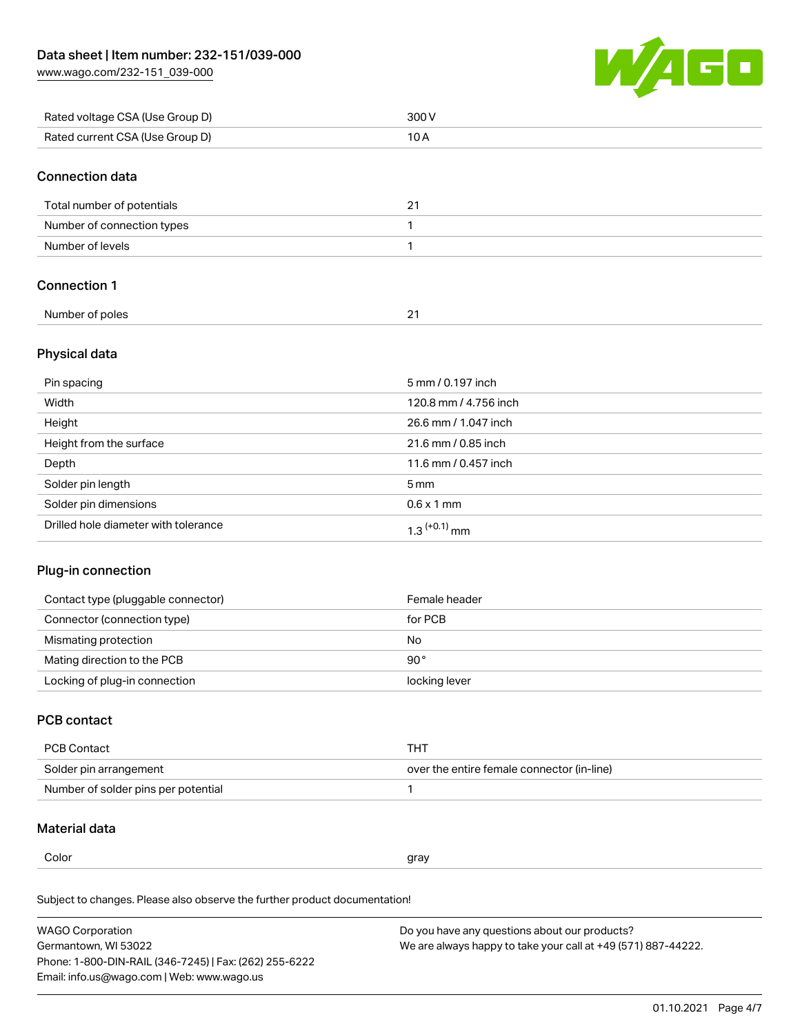| | |
|---|---|
| Rated voltage CSA (Use Group D) | 300 V |
| Rated current CSA (Use Group D) | 10 A |

## Connection data

| | |
|---|---|
| Total number of potentials | 21 |
| Number of connection types | 1 |
| Number of levels | 1 |

## Connection 1

| | |
|---|---|
| Number of poles | 21 |

## Physical data

| | |
|---|---|
| Pin spacing | 5 mm / 0.197 inch |
| Width | 120.8 mm / 4.756 inch |
| Height | 26.6 mm / 1.047 inch |
| Height from the surface | 21.6 mm / 0.85 inch |
| Depth | 11.6 mm / 0.457 inch |
| Solder pin length | 5 mm |
| Solder pin dimensions | 0.6 x 1 mm |
| Drilled hole diameter with tolerance | $1.3^{(+0.1)}$ mm |

## Plug-in connection

| | |
|---|---|
| Contact type (pluggable connector) | Female header |
| Connector (connection type) | for PCB |
| Mismating protection | No |
| Mating direction to the PCB | 90° |
| Locking of plug-in connection | locking lever |

## PCB contact

| | |
|---|---|
| PCB Contact | THT |
| Solder pin arrangement | over the entire female connector (in-line) |
| Number of solder pins per potential | 1 |

## Material data

| | |
|---|---|
| Color | gray |

Subject to changes. Please also observe the further product documentation!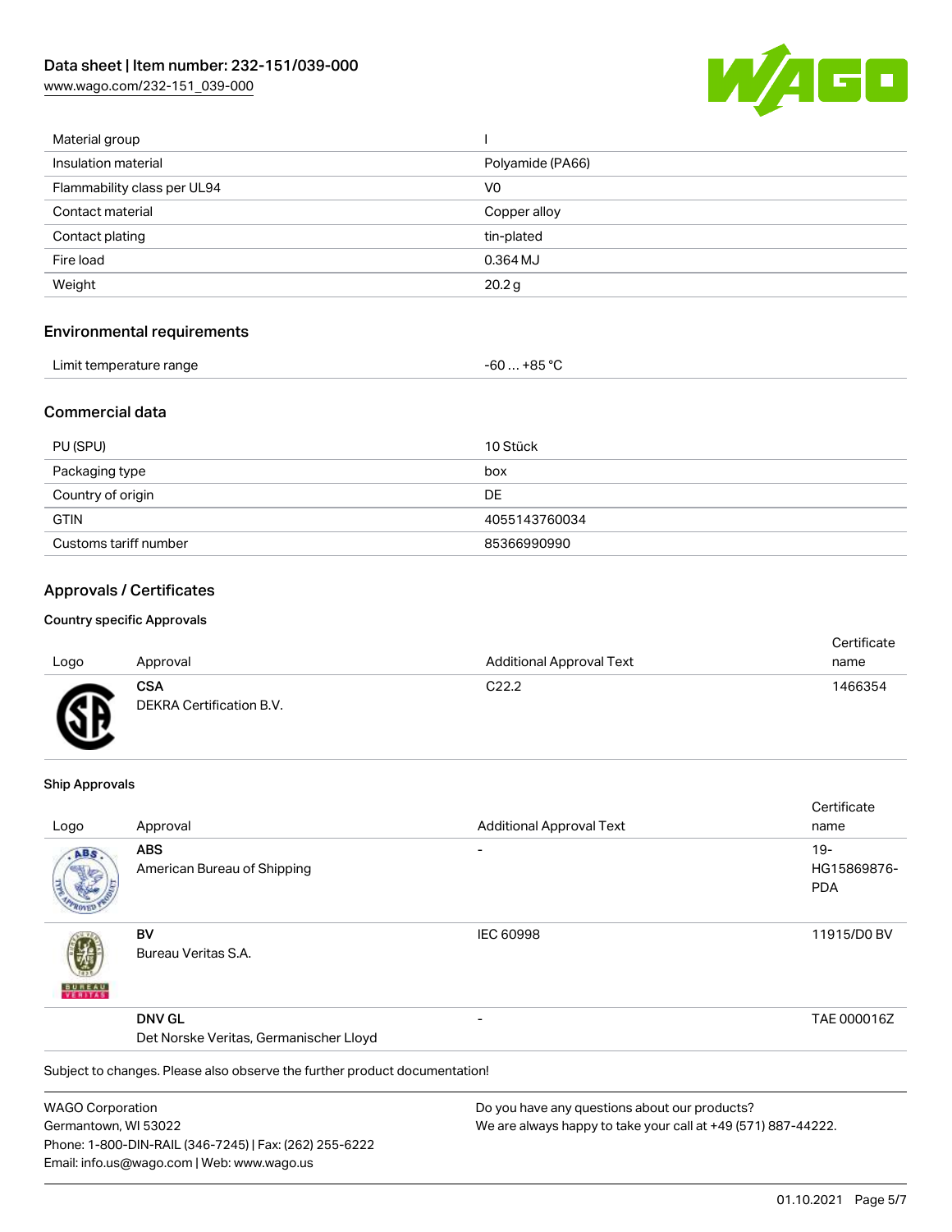| | |
|---|---|
| Material group | I |
| Insulation material | Polyamide (PA66) |
| Flammability class per UL94 | V0 |
| Contact material | Copper alloy |
| Contact plating | tin-plated |
| Fire load | 0.364 MJ |
| Weight | 20.2 g |

## Environmental requirements

| | |
|---|---|
| Limit temperature range | -60 … +85 °C |

## Commercial data

| | |
|---|---|
| PU (SPU) | 10 Stück |
| Packaging type | box |
| Country of origin | DE |
| GTIN | 4055143760034 |
| Customs tariff number | 85366990990 |

## Approvals / Certificates

### Country specific Approvals

| Logo | Approval | Additional Approval Text | Certificate name |
|---|---|---|---|
| | **CSA** DEKRA Certification B.V. | C22.2 | 1466354 |

### Ship Approvals

| Logo | Approval | Additional Approval Text | Certificate name |
|---|---|---|---|
| | **ABS** American Bureau of Shipping | - | 19-HG15869876-PDA |
| | **BV** Bureau Veritas S.A. | IEC 60998 | 11915/D0 BV |
| | **DNV GL** Det Norske Veritas, Germanischer Lloyd | - | TAE 000016Z |

Subject to changes. Please also observe the further product documentation!

WAGO Corporation
Germantown, WI 53022
Phone: 1-800-DIN-RAIL (346-7245) | Fax: (262) 255-6222
Email: info.us@wago.com | Web: www.wago.us

Do you have any questions about our products?
We are always happy to take your call at +49 (571) 887-44222.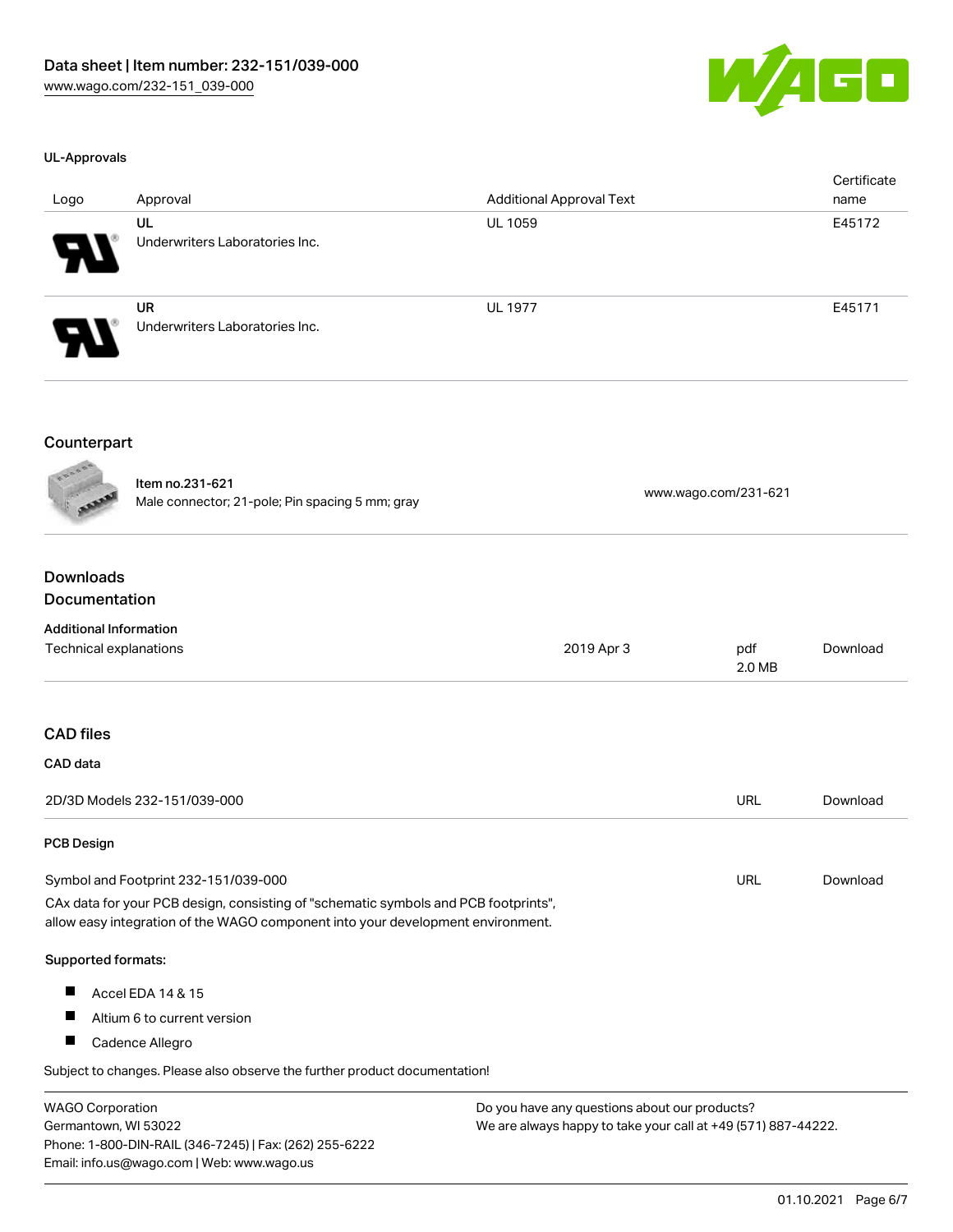#### UL-Approvals

| Logo | Approval | Additional Approval Text | Certificate name |
| --- | --- | --- | --- |
| | **UL** Underwriters Laboratories Inc. | UL 1059 | E45172 |
| | **UR** Underwriters Laboratories Inc. | UL 1977 | E45171 |

## Counterpart

| | | |
| --- | --- | --- |
| | **Item no.231-621** Male connector; 21-pole; Pin spacing 5 mm; gray | www.wago.com/231-621 |

## Downloads
## Documentation

#### Additional Information

| | | | |
| --- | --- | --- | --- |
| Technical explanations | 2019 Apr 3 | pdf 2.0 MB | Download |

## CAD files

#### CAD data

| | | |
| --- | --- | --- |
| 2D/3D Models 232-151/039-000 | URL | Download |

#### PCB Design

| | | |
| --- | --- | --- |
| Symbol and Footprint 232-151/039-000 | URL | Download |

CAx data for your PCB design, consisting of "schematic symbols and PCB footprints", allow easy integration of the WAGO component into your development environment.

#### Supported formats:

- Accel EDA 14 & 15
- Altium 6 to current version
- Cadence Allegro

Subject to changes. Please also observe the further product documentation!

WAGO Corporation
Germantown, WI 53022
Phone: 1-800-DIN-RAIL (346-7245) | Fax: (262) 255-6222
Email: info.us@wago.com | Web: www.wago.us

Do you have any questions about our products?
We are always happy to take your call at +49 (571) 887-44222.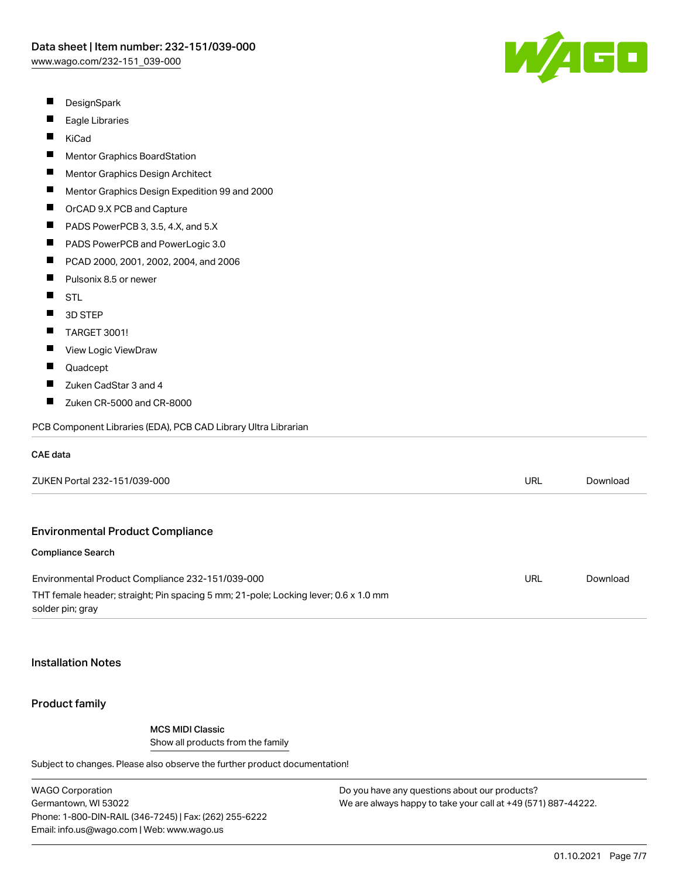- DesignSpark
- Eagle Libraries
- KiCad
- Mentor Graphics BoardStation
- Mentor Graphics Design Architect
- Mentor Graphics Design Expedition 99 and 2000
- OrCAD 9.X PCB and Capture
- PADS PowerPCB 3, 3.5, 4.X, and 5.X
- PADS PowerPCB and PowerLogic 3.0
- PCAD 2000, 2001, 2002, 2004, and 2006
- Pulsonix 8.5 or newer
- STL
- 3D STEP
- TARGET 3001!
- View Logic ViewDraw
- Quadcept
- Zuken CadStar 3 and 4
- Zuken CR-5000 and CR-8000

PCB Component Libraries (EDA), PCB CAD Library Ultra Librarian

**CAE data**

| | | |
|---|---|---|
| ZUKEN Portal 232-151/039-000 | URL | Download |

## Environmental Product Compliance

**Compliance Search**

| | | |
|---|---|---|
| Environmental Product Compliance 232-151/039-000<br>THT female header; straight; Pin spacing 5 mm; 21-pole; Locking lever; 0.6 x 1.0 mm solder pin; gray | URL | Download |

## Installation Notes

## Product family

**MCS MIDI Classic**
Show all products from the family

Subject to changes. Please also observe the further product documentation!

WAGO Corporation
Germantown, WI 53022
Phone: 1-800-DIN-RAIL (346-7245) | Fax: (262) 255-6222
Email: info.us@wago.com | Web: www.wago.us

Do you have any questions about our products?
We are always happy to take your call at +49 (571) 887-44222.